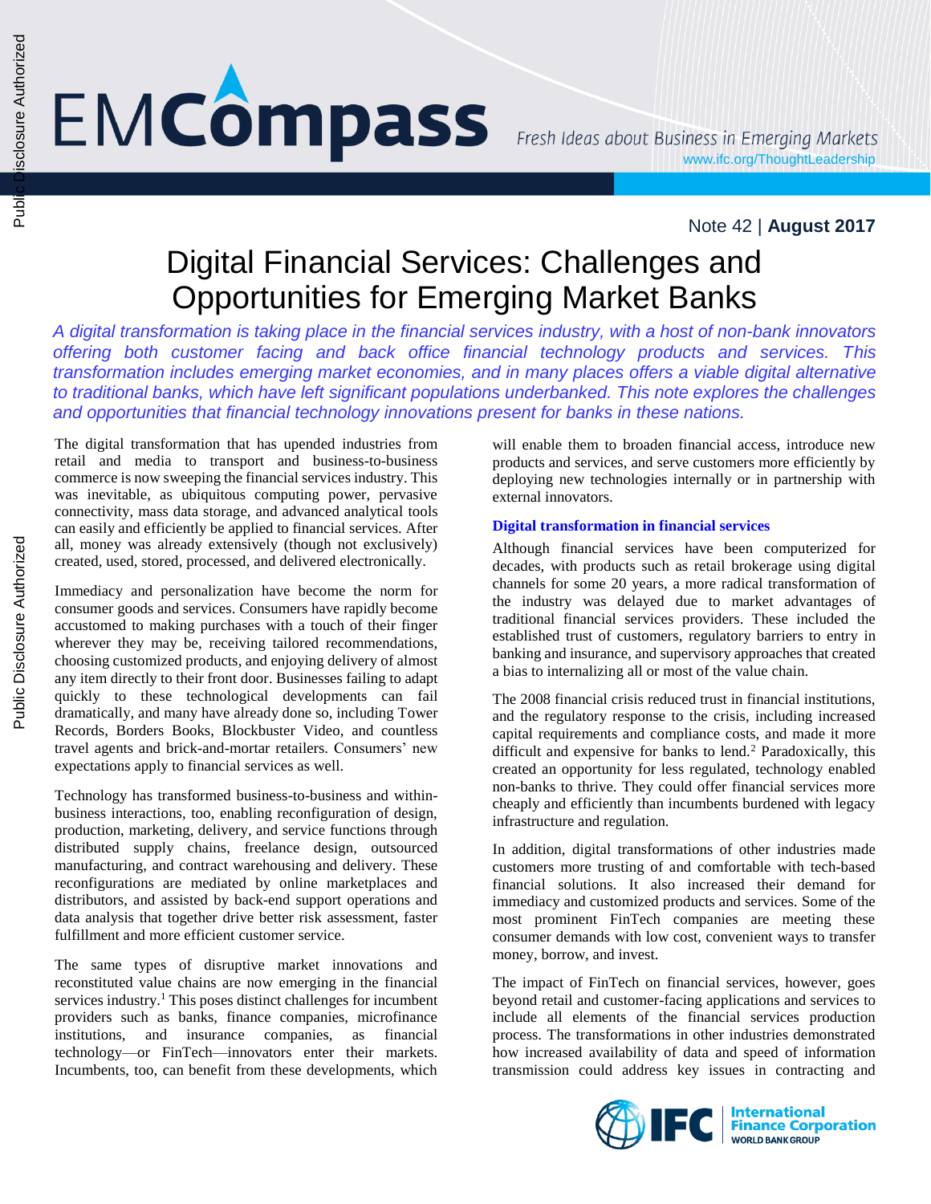EMCompass

*Fresh Ideas about Business in Emerging Markets*

www.ifc.org/ThoughtLeadership

Note 42 | **August 2017**

# Digital Financial Services: Challenges and Opportunities for Emerging Market Banks

*A digital transformation is taking place in the financial services industry, with a host of non-bank innovators offering both customer facing and back office financial technology products and services. This transformation includes emerging market economies, and in many places offers a viable digital alternative to traditional banks, which have left significant populations underbanked. This note explores the challenges and opportunities that financial technology innovations present for banks in these nations.*

The digital transformation that has upended industries from retail and media to transport and business-to-business commerce is now sweeping the financial services industry. This was inevitable, as ubiquitous computing power, pervasive connectivity, mass data storage, and advanced analytical tools can easily and efficiently be applied to financial services. After all, money was already extensively (though not exclusively) created, used, stored, processed, and delivered electronically.

Immediacy and personalization have become the norm for consumer goods and services. Consumers have rapidly become accustomed to making purchases with a touch of their finger wherever they may be, receiving tailored recommendations, choosing customized products, and enjoying delivery of almost any item directly to their front door. Businesses failing to adapt quickly to these technological developments can fail dramatically, and many have already done so, including Tower Records, Borders Books, Blockbuster Video, and countless travel agents and brick-and-mortar retailers. Consumers' new expectations apply to financial services as well.

Technology has transformed business-to-business and within-business interactions, too, enabling reconfiguration of design, production, marketing, delivery, and service functions through distributed supply chains, freelance design, outsourced manufacturing, and contract warehousing and delivery. These reconfigurations are mediated by online marketplaces and distributors, and assisted by back-end support operations and data analysis that together drive better risk assessment, faster fulfillment and more efficient customer service.

The same types of disruptive market innovations and reconstituted value chains are now emerging in the financial services industry.[1] This poses distinct challenges for incumbent providers such as banks, finance companies, microfinance institutions, and insurance companies, as financial technology—or FinTech—innovators enter their markets. Incumbents, too, can benefit from these developments, which will enable them to broaden financial access, introduce new products and services, and serve customers more efficiently by deploying new technologies internally or in partnership with external innovators.

## Digital transformation in financial services

Although financial services have been computerized for decades, with products such as retail brokerage using digital channels for some 20 years, a more radical transformation of the industry was delayed due to market advantages of traditional financial services providers. These included the established trust of customers, regulatory barriers to entry in banking and insurance, and supervisory approaches that created a bias to internalizing all or most of the value chain.

The 2008 financial crisis reduced trust in financial institutions, and the regulatory response to the crisis, including increased capital requirements and compliance costs, and made it more difficult and expensive for banks to lend.[2] Paradoxically, this created an opportunity for less regulated, technology enabled non-banks to thrive. They could offer financial services more cheaply and efficiently than incumbents burdened with legacy infrastructure and regulation.

In addition, digital transformations of other industries made customers more trusting of and comfortable with tech-based financial solutions. It also increased their demand for immediacy and customized products and services. Some of the most prominent FinTech companies are meeting these consumer demands with low cost, convenient ways to transfer money, borrow, and invest.

The impact of FinTech on financial services, however, goes beyond retail and customer-facing applications and services to include all elements of the financial services production process. The transformations in other industries demonstrated how increased availability of data and speed of information transmission could address key issues in contracting and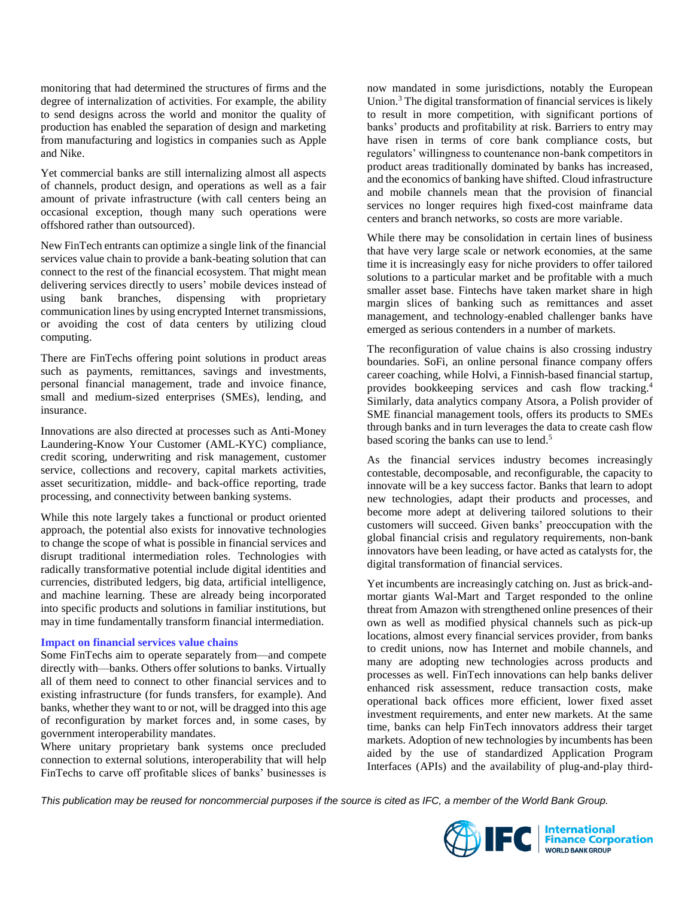monitoring that had determined the structures of firms and the degree of internalization of activities. For example, the ability to send designs across the world and monitor the quality of production has enabled the separation of design and marketing from manufacturing and logistics in companies such as Apple and Nike.

Yet commercial banks are still internalizing almost all aspects of channels, product design, and operations as well as a fair amount of private infrastructure (with call centers being an occasional exception, though many such operations were offshored rather than outsourced).

New FinTech entrants can optimize a single link of the financial services value chain to provide a bank-beating solution that can connect to the rest of the financial ecosystem. That might mean delivering services directly to users' mobile devices instead of using bank branches, dispensing with proprietary communication lines by using encrypted Internet transmissions, or avoiding the cost of data centers by utilizing cloud computing.

There are FinTechs offering point solutions in product areas such as payments, remittances, savings and investments, personal financial management, trade and invoice finance, small and medium-sized enterprises (SMEs), lending, and insurance.

Innovations are also directed at processes such as Anti-Money Laundering-Know Your Customer (AML-KYC) compliance, credit scoring, underwriting and risk management, customer service, collections and recovery, capital markets activities, asset securitization, middle- and back-office reporting, trade processing, and connectivity between banking systems.

While this note largely takes a functional or product oriented approach, the potential also exists for innovative technologies to change the scope of what is possible in financial services and disrupt traditional intermediation roles. Technologies with radically transformative potential include digital identities and currencies, distributed ledgers, big data, artificial intelligence, and machine learning. These are already being incorporated into specific products and solutions in familiar institutions, but may in time fundamentally transform financial intermediation.

### Impact on financial services value chains

Some FinTechs aim to operate separately from—and compete directly with—banks. Others offer solutions to banks. Virtually all of them need to connect to other financial services and to existing infrastructure (for funds transfers, for example). And banks, whether they want to or not, will be dragged into this age of reconfiguration by market forces and, in some cases, by government interoperability mandates.

Where unitary proprietary bank systems once precluded connection to external solutions, interoperability that will help FinTechs to carve off profitable slices of banks' businesses is now mandated in some jurisdictions, notably the European Union.[3] The digital transformation of financial services is likely to result in more competition, with significant portions of banks' products and profitability at risk. Barriers to entry may have risen in terms of core bank compliance costs, but regulators' willingness to countenance non-bank competitors in product areas traditionally dominated by banks has increased, and the economics of banking have shifted. Cloud infrastructure and mobile channels mean that the provision of financial services no longer requires high fixed-cost mainframe data centers and branch networks, so costs are more variable.

While there may be consolidation in certain lines of business that have very large scale or network economies, at the same time it is increasingly easy for niche providers to offer tailored solutions to a particular market and be profitable with a much smaller asset base. Fintechs have taken market share in high margin slices of banking such as remittances and asset management, and technology-enabled challenger banks have emerged as serious contenders in a number of markets.

The reconfiguration of value chains is also crossing industry boundaries. SoFi, an online personal finance company offers career coaching, while Holvi, a Finnish-based financial startup, provides bookkeeping services and cash flow tracking.[4] Similarly, data analytics company Atsora, a Polish provider of SME financial management tools, offers its products to SMEs through banks and in turn leverages the data to create cash flow based scoring the banks can use to lend.[5]

As the financial services industry becomes increasingly contestable, decomposable, and reconfigurable, the capacity to innovate will be a key success factor. Banks that learn to adopt new technologies, adapt their products and processes, and become more adept at delivering tailored solutions to their customers will succeed. Given banks' preoccupation with the global financial crisis and regulatory requirements, non-bank innovators have been leading, or have acted as catalysts for, the digital transformation of financial services.

Yet incumbents are increasingly catching on. Just as brick-and-mortar giants Wal-Mart and Target responded to the online threat from Amazon with strengthened online presences of their own as well as modified physical channels such as pick-up locations, almost every financial services provider, from banks to credit unions, now has Internet and mobile channels, and many are adopting new technologies across products and processes as well. FinTech innovations can help banks deliver enhanced risk assessment, reduce transaction costs, make operational back offices more efficient, lower fixed asset investment requirements, and enter new markets. At the same time, banks can help FinTech innovators address their target markets. Adoption of new technologies by incumbents has been aided by the use of standardized Application Program Interfaces (APIs) and the availability of plug-and-play third-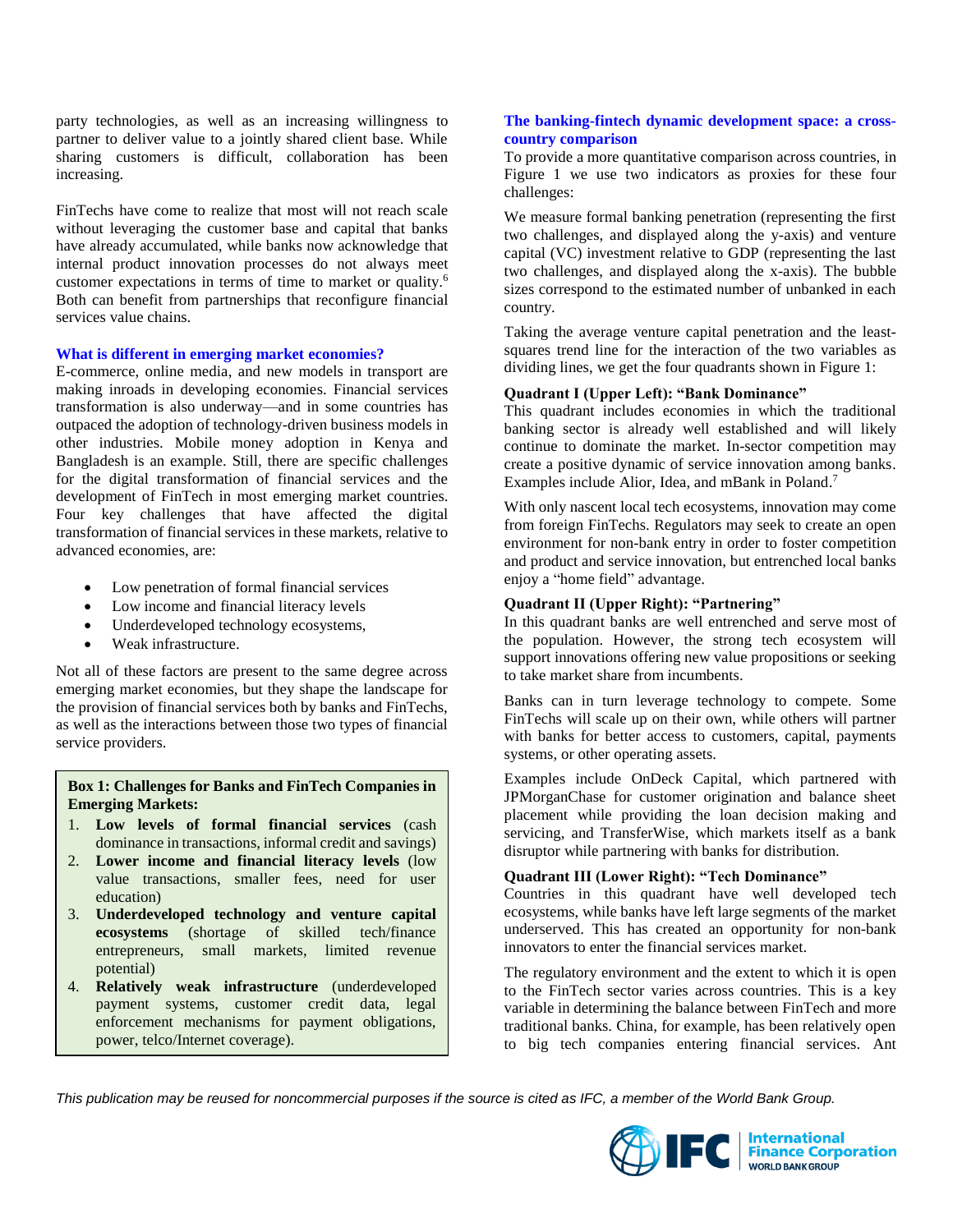party technologies, as well as an increasing willingness to partner to deliver value to a jointly shared client base. While sharing customers is difficult, collaboration has been increasing.

FinTechs have come to realize that most will not reach scale without leveraging the customer base and capital that banks have already accumulated, while banks now acknowledge that internal product innovation processes do not always meet customer expectations in terms of time to market or quality.[6] Both can benefit from partnerships that reconfigure financial services value chains.

### What is different in emerging market economies?

E-commerce, online media, and new models in transport are making inroads in developing economies. Financial services transformation is also underway—and in some countries has outpaced the adoption of technology-driven business models in other industries. Mobile money adoption in Kenya and Bangladesh is an example. Still, there are specific challenges for the digital transformation of financial services and the development of FinTech in most emerging market countries. Four key challenges that have affected the digital transformation of financial services in these markets, relative to advanced economies, are:

- Low penetration of formal financial services
- Low income and financial literacy levels
- Underdeveloped technology ecosystems,
- Weak infrastructure.

Not all of these factors are present to the same degree across emerging market economies, but they shape the landscape for the provision of financial services both by banks and FinTechs, as well as the interactions between those two types of financial service providers.

> **Box 1: Challenges for Banks and FinTech Companies in Emerging Markets:**
>
> 1. **Low levels of formal financial services** (cash dominance in transactions, informal credit and savings)
> 2. **Lower income and financial literacy levels** (low value transactions, smaller fees, need for user education)
> 3. **Underdeveloped technology and venture capital ecosystems** (shortage of skilled tech/finance entrepreneurs, small markets, limited revenue potential)
> 4. **Relatively weak infrastructure** (underdeveloped payment systems, customer credit data, legal enforcement mechanisms for payment obligations, power, telco/Internet coverage).

### The banking-fintech dynamic development space: a cross-country comparison

To provide a more quantitative comparison across countries, in Figure 1 we use two indicators as proxies for these four challenges:

We measure formal banking penetration (representing the first two challenges, and displayed along the y-axis) and venture capital (VC) investment relative to GDP (representing the last two challenges, and displayed along the x-axis). The bubble sizes correspond to the estimated number of unbanked in each country.

Taking the average venture capital penetration and the least-squares trend line for the interaction of the two variables as dividing lines, we get the four quadrants shown in Figure 1:

**Quadrant I (Upper Left): "Bank Dominance"**
This quadrant includes economies in which the traditional banking sector is already well established and will likely continue to dominate the market. In-sector competition may create a positive dynamic of service innovation among banks. Examples include Alior, Idea, and mBank in Poland.[7]

With only nascent local tech ecosystems, innovation may come from foreign FinTechs. Regulators may seek to create an open environment for non-bank entry in order to foster competition and product and service innovation, but entrenched local banks enjoy a "home field" advantage.

**Quadrant II (Upper Right): "Partnering"**
In this quadrant banks are well entrenched and serve most of the population. However, the strong tech ecosystem will support innovations offering new value propositions or seeking to take market share from incumbents.

Banks can in turn leverage technology to compete. Some FinTechs will scale up on their own, while others will partner with banks for better access to customers, capital, payments systems, or other operating assets.

Examples include OnDeck Capital, which partnered with JPMorganChase for customer origination and balance sheet placement while providing the loan decision making and servicing, and TransferWise, which markets itself as a bank disruptor while partnering with banks for distribution.

**Quadrant III (Lower Right): "Tech Dominance"**
Countries in this quadrant have well developed tech ecosystems, while banks have left large segments of the market underserved. This has created an opportunity for non-bank innovators to enter the financial services market.

The regulatory environment and the extent to which it is open to the FinTech sector varies across countries. This is a key variable in determining the balance between FinTech and more traditional banks. China, for example, has been relatively open to big tech companies entering financial services. Ant

*This publication may be reused for noncommercial purposes if the source is cited as IFC, a member of the World Bank Group.*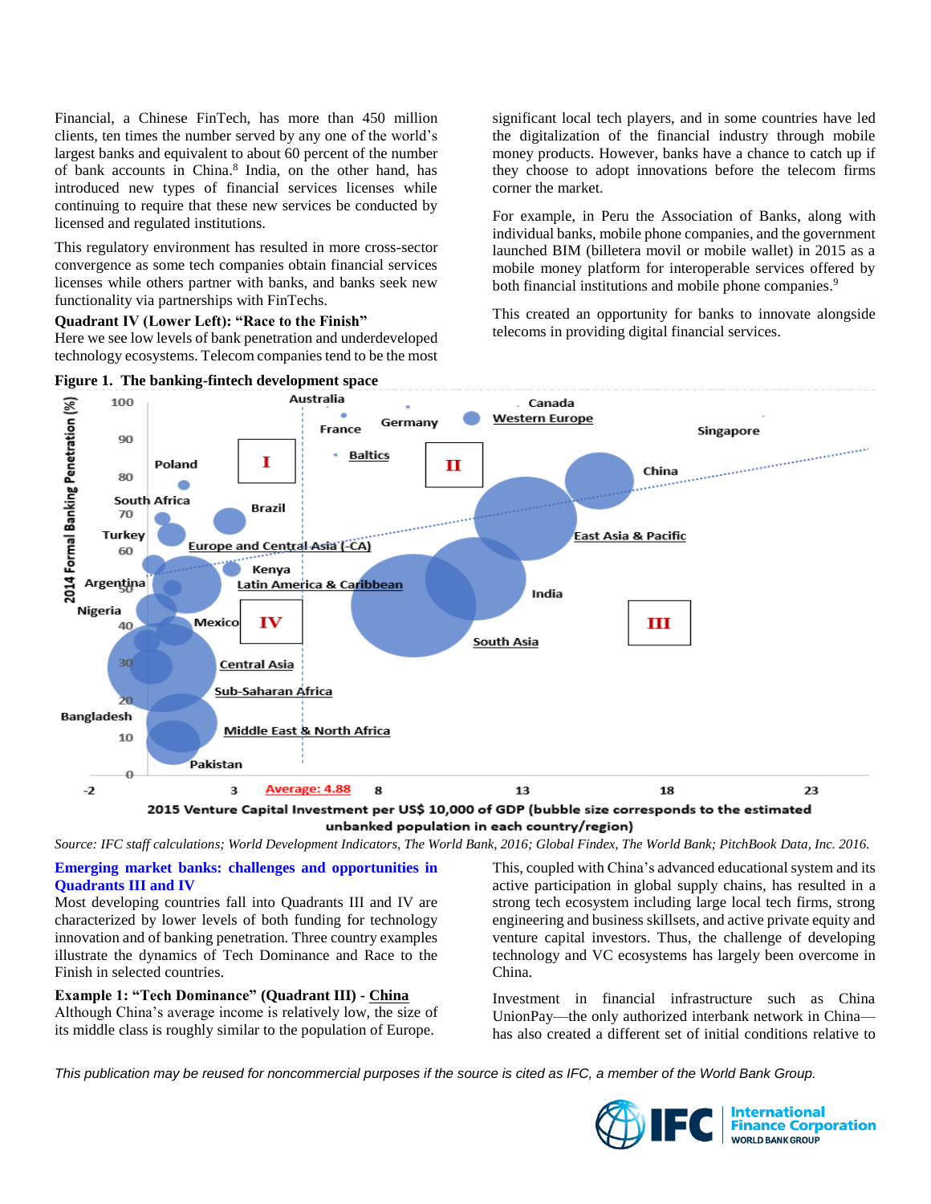Financial, a Chinese FinTech, has more than 450 million clients, ten times the number served by any one of the world's largest banks and equivalent to about 60 percent of the number of bank accounts in China.[8] India, on the other hand, has introduced new types of financial services licenses while continuing to require that these new services be conducted by licensed and regulated institutions.

This regulatory environment has resulted in more cross-sector convergence as some tech companies obtain financial services licenses while others partner with banks, and banks seek new functionality via partnerships with FinTechs.

**Quadrant IV (Lower Left): "Race to the Finish"**
Here we see low levels of bank penetration and underdeveloped technology ecosystems. Telecom companies tend to be the most significant local tech players, and in some countries have led the digitalization of the financial industry through mobile money products. However, banks have a chance to catch up if they choose to adopt innovations before the telecom firms corner the market.

For example, in Peru the Association of Banks, along with individual banks, mobile phone companies, and the government launched BIM (billetera movil or mobile wallet) in 2015 as a mobile money platform for interoperable services offered by both financial institutions and mobile phone companies.[9]

This created an opportunity for banks to innovate alongside telecoms in providing digital financial services.

**Figure 1. The banking-fintech development space**

*Source: IFC staff calculations; World Development Indicators, The World Bank, 2016; Global Findex, The World Bank; PitchBook Data, Inc. 2016.*

## Emerging market banks: challenges and opportunities in Quadrants III and IV

Most developing countries fall into Quadrants III and IV are characterized by lower levels of both funding for technology innovation and of banking penetration. Three country examples illustrate the dynamics of Tech Dominance and Race to the Finish in selected countries.

**Example 1: "Tech Dominance" (Quadrant III) - China**
Although China's average income is relatively low, the size of its middle class is roughly similar to the population of Europe. This, coupled with China's advanced educational system and its active participation in global supply chains, has resulted in a strong tech ecosystem including large local tech firms, strong engineering and business skillsets, and active private equity and venture capital investors. Thus, the challenge of developing technology and VC ecosystems has largely been overcome in China.

Investment in financial infrastructure such as China UnionPay—the only authorized interbank network in China—has also created a different set of initial conditions relative to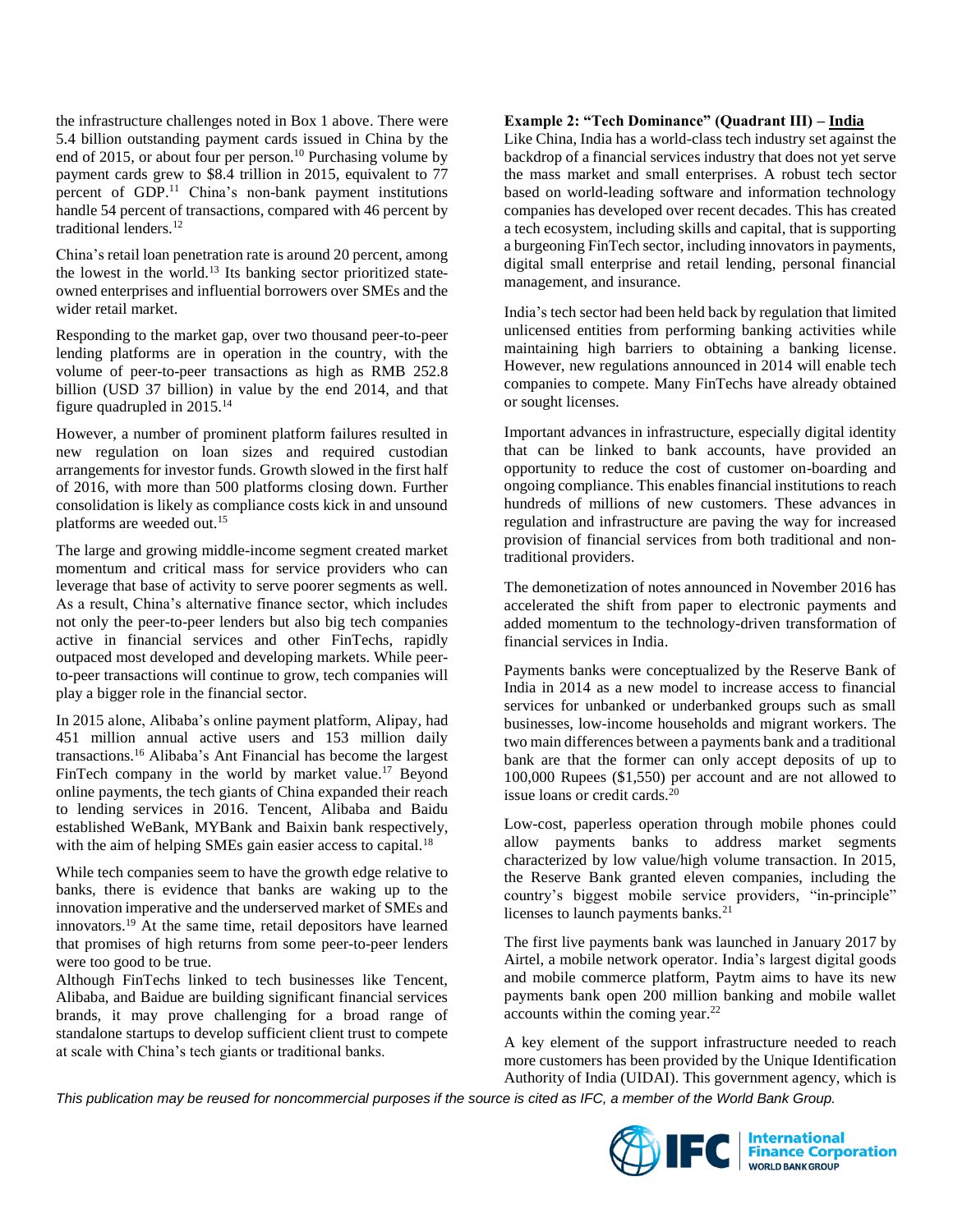the infrastructure challenges noted in Box 1 above. There were 5.4 billion outstanding payment cards issued in China by the end of 2015, or about four per person.[10] Purchasing volume by payment cards grew to $8.4 trillion in 2015, equivalent to 77 percent of GDP.[11] China's non-bank payment institutions handle 54 percent of transactions, compared with 46 percent by traditional lenders.[12]

China's retail loan penetration rate is around 20 percent, among the lowest in the world.[13] Its banking sector prioritized state-owned enterprises and influential borrowers over SMEs and the wider retail market.

Responding to the market gap, over two thousand peer-to-peer lending platforms are in operation in the country, with the volume of peer-to-peer transactions as high as RMB 252.8 billion (USD 37 billion) in value by the end 2014, and that figure quadrupled in 2015.[14]

However, a number of prominent platform failures resulted in new regulation on loan sizes and required custodian arrangements for investor funds. Growth slowed in the first half of 2016, with more than 500 platforms closing down. Further consolidation is likely as compliance costs kick in and unsound platforms are weeded out.[15]

The large and growing middle-income segment created market momentum and critical mass for service providers who can leverage that base of activity to serve poorer segments as well. As a result, China's alternative finance sector, which includes not only the peer-to-peer lenders but also big tech companies active in financial services and other FinTechs, rapidly outpaced most developed and developing markets. While peer-to-peer transactions will continue to grow, tech companies will play a bigger role in the financial sector.

In 2015 alone, Alibaba's online payment platform, Alipay, had 451 million annual active users and 153 million daily transactions.[16] Alibaba's Ant Financial has become the largest FinTech company in the world by market value.[17] Beyond online payments, the tech giants of China expanded their reach to lending services in 2016. Tencent, Alibaba and Baidu established WeBank, MYBank and Baixin bank respectively, with the aim of helping SMEs gain easier access to capital.[18]

While tech companies seem to have the growth edge relative to banks, there is evidence that banks are waking up to the innovation imperative and the underserved market of SMEs and innovators.[19] At the same time, retail depositors have learned that promises of high returns from some peer-to-peer lenders were too good to be true.

Although FinTechs linked to tech businesses like Tencent, Alibaba, and Baidue are building significant financial services brands, it may prove challenging for a broad range of standalone startups to develop sufficient client trust to compete at scale with China's tech giants or traditional banks.

**Example 2: "Tech Dominance" (Quadrant III) – India**

Like China, India has a world-class tech industry set against the backdrop of a financial services industry that does not yet serve the mass market and small enterprises. A robust tech sector based on world-leading software and information technology companies has developed over recent decades. This has created a tech ecosystem, including skills and capital, that is supporting a burgeoning FinTech sector, including innovators in payments, digital small enterprise and retail lending, personal financial management, and insurance.

India's tech sector had been held back by regulation that limited unlicensed entities from performing banking activities while maintaining high barriers to obtaining a banking license. However, new regulations announced in 2014 will enable tech companies to compete. Many FinTechs have already obtained or sought licenses.

Important advances in infrastructure, especially digital identity that can be linked to bank accounts, have provided an opportunity to reduce the cost of customer on-boarding and ongoing compliance. This enables financial institutions to reach hundreds of millions of new customers. These advances in regulation and infrastructure are paving the way for increased provision of financial services from both traditional and non-traditional providers.

The demonetization of notes announced in November 2016 has accelerated the shift from paper to electronic payments and added momentum to the technology-driven transformation of financial services in India.

Payments banks were conceptualized by the Reserve Bank of India in 2014 as a new model to increase access to financial services for unbanked or underbanked groups such as small businesses, low-income households and migrant workers. The two main differences between a payments bank and a traditional bank are that the former can only accept deposits of up to 100,000 Rupees ($1,550) per account and are not allowed to issue loans or credit cards.[20]

Low-cost, paperless operation through mobile phones could allow payments banks to address market segments characterized by low value/high volume transaction. In 2015, the Reserve Bank granted eleven companies, including the country's biggest mobile service providers, "in-principle" licenses to launch payments banks.[21]

The first live payments bank was launched in January 2017 by Airtel, a mobile network operator. India's largest digital goods and mobile commerce platform, Paytm aims to have its new payments bank open 200 million banking and mobile wallet accounts within the coming year.[22]

A key element of the support infrastructure needed to reach more customers has been provided by the Unique Identification Authority of India (UIDAI). This government agency, which is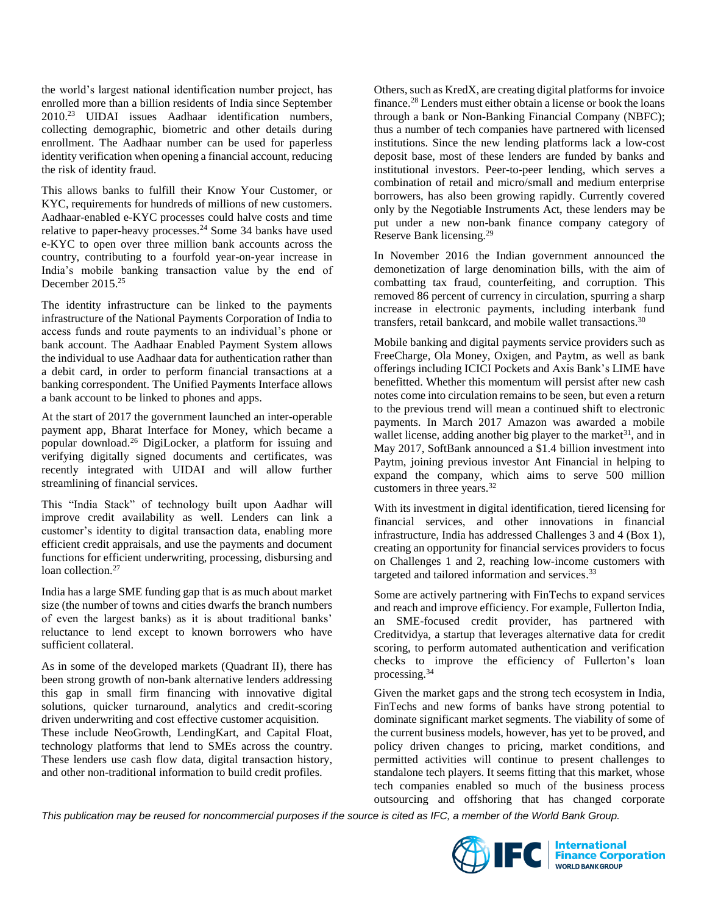the world's largest national identification number project, has enrolled more than a billion residents of India since September 2010.[23] UIDAI issues Aadhaar identification numbers, collecting demographic, biometric and other details during enrollment. The Aadhaar number can be used for paperless identity verification when opening a financial account, reducing the risk of identity fraud.

This allows banks to fulfill their Know Your Customer, or KYC, requirements for hundreds of millions of new customers. Aadhaar-enabled e-KYC processes could halve costs and time relative to paper-heavy processes.[24] Some 34 banks have used e-KYC to open over three million bank accounts across the country, contributing to a fourfold year-on-year increase in India's mobile banking transaction value by the end of December 2015.[25]

The identity infrastructure can be linked to the payments infrastructure of the National Payments Corporation of India to access funds and route payments to an individual's phone or bank account. The Aadhaar Enabled Payment System allows the individual to use Aadhaar data for authentication rather than a debit card, in order to perform financial transactions at a banking correspondent. The Unified Payments Interface allows a bank account to be linked to phones and apps.

At the start of 2017 the government launched an inter-operable payment app, Bharat Interface for Money, which became a popular download.[26] DigiLocker, a platform for issuing and verifying digitally signed documents and certificates, was recently integrated with UIDAI and will allow further streamlining of financial services.

This "India Stack" of technology built upon Aadhar will improve credit availability as well. Lenders can link a customer's identity to digital transaction data, enabling more efficient credit appraisals, and use the payments and document functions for efficient underwriting, processing, disbursing and loan collection.[27]

India has a large SME funding gap that is as much about market size (the number of towns and cities dwarfs the branch numbers of even the largest banks) as it is about traditional banks' reluctance to lend except to known borrowers who have sufficient collateral.

As in some of the developed markets (Quadrant II), there has been strong growth of non-bank alternative lenders addressing this gap in small firm financing with innovative digital solutions, quicker turnaround, analytics and credit-scoring driven underwriting and cost effective customer acquisition. These include NeoGrowth, LendingKart, and Capital Float, technology platforms that lend to SMEs across the country. These lenders use cash flow data, digital transaction history, and other non-traditional information to build credit profiles.

Others, such as KredX, are creating digital platforms for invoice finance.[28] Lenders must either obtain a license or book the loans through a bank or Non-Banking Financial Company (NBFC); thus a number of tech companies have partnered with licensed institutions. Since the new lending platforms lack a low-cost deposit base, most of these lenders are funded by banks and institutional investors. Peer-to-peer lending, which serves a combination of retail and micro/small and medium enterprise borrowers, has also been growing rapidly. Currently covered only by the Negotiable Instruments Act, these lenders may be put under a new non-bank finance company category of Reserve Bank licensing.[29]

In November 2016 the Indian government announced the demonetization of large denomination bills, with the aim of combatting tax fraud, counterfeiting, and corruption. This removed 86 percent of currency in circulation, spurring a sharp increase in electronic payments, including interbank fund transfers, retail bankcard, and mobile wallet transactions.[30]

Mobile banking and digital payments service providers such as FreeCharge, Ola Money, Oxigen, and Paytm, as well as bank offerings including ICICI Pockets and Axis Bank's LIME have benefitted. Whether this momentum will persist after new cash notes come into circulation remains to be seen, but even a return to the previous trend will mean a continued shift to electronic payments. In March 2017 Amazon was awarded a mobile wallet license, adding another big player to the market[31], and in May 2017, SoftBank announced a $1.4 billion investment into Paytm, joining previous investor Ant Financial in helping to expand the company, which aims to serve 500 million customers in three years.[32]

With its investment in digital identification, tiered licensing for financial services, and other innovations in financial infrastructure, India has addressed Challenges 3 and 4 (Box 1), creating an opportunity for financial services providers to focus on Challenges 1 and 2, reaching low-income customers with targeted and tailored information and services.[33]

Some are actively partnering with FinTechs to expand services and reach and improve efficiency. For example, Fullerton India, an SME-focused credit provider, has partnered with Creditvidya, a startup that leverages alternative data for credit scoring, to perform automated authentication and verification checks to improve the efficiency of Fullerton's loan processing.[34]

Given the market gaps and the strong tech ecosystem in India, FinTechs and new forms of banks have strong potential to dominate significant market segments. The viability of some of the current business models, however, has yet to be proved, and policy driven changes to pricing, market conditions, and permitted activities will continue to present challenges to standalone tech players. It seems fitting that this market, whose tech companies enabled so much of the business process outsourcing and offshoring that has changed corporate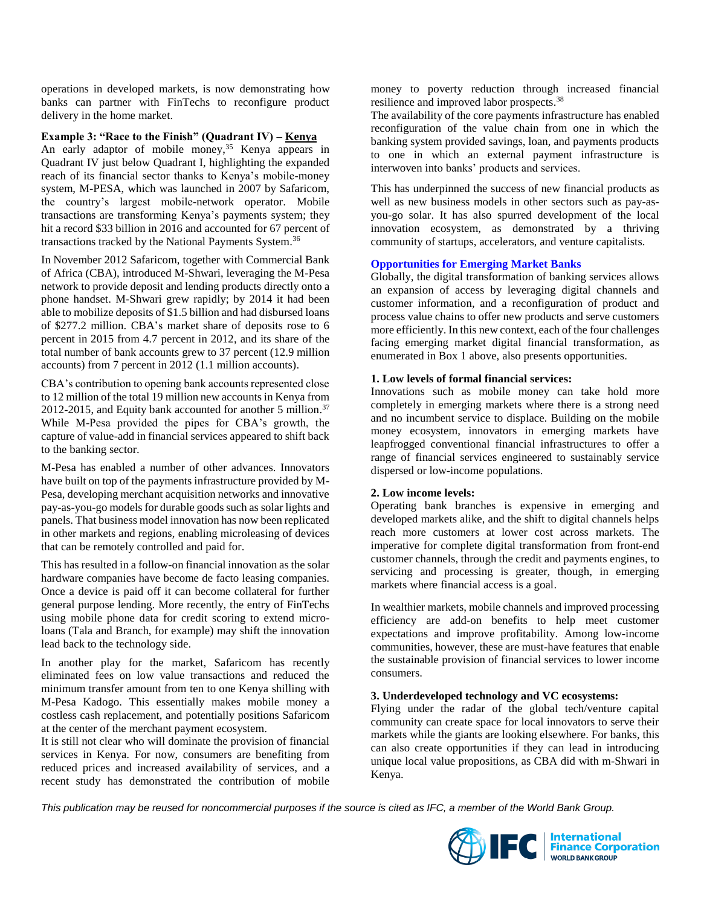operations in developed markets, is now demonstrating how banks can partner with FinTechs to reconfigure product delivery in the home market.

**Example 3: "Race to the Finish" (Quadrant IV) – Kenya**

An early adaptor of mobile money,[35] Kenya appears in Quadrant IV just below Quadrant I, highlighting the expanded reach of its financial sector thanks to Kenya's mobile-money system, M-PESA, which was launched in 2007 by Safaricom, the country's largest mobile-network operator. Mobile transactions are transforming Kenya's payments system; they hit a record $33 billion in 2016 and accounted for 67 percent of transactions tracked by the National Payments System.[36]

In November 2012 Safaricom, together with Commercial Bank of Africa (CBA), introduced M-Shwari, leveraging the M-Pesa network to provide deposit and lending products directly onto a phone handset. M-Shwari grew rapidly; by 2014 it had been able to mobilize deposits of $1.5 billion and had disbursed loans of $277.2 million. CBA's market share of deposits rose to 6 percent in 2015 from 4.7 percent in 2012, and its share of the total number of bank accounts grew to 37 percent (12.9 million accounts) from 7 percent in 2012 (1.1 million accounts).

CBA's contribution to opening bank accounts represented close to 12 million of the total 19 million new accounts in Kenya from 2012-2015, and Equity bank accounted for another 5 million.[37] While M-Pesa provided the pipes for CBA's growth, the capture of value-add in financial services appeared to shift back to the banking sector.

M-Pesa has enabled a number of other advances. Innovators have built on top of the payments infrastructure provided by M-Pesa, developing merchant acquisition networks and innovative pay-as-you-go models for durable goods such as solar lights and panels. That business model innovation has now been replicated in other markets and regions, enabling microleasing of devices that can be remotely controlled and paid for.

This has resulted in a follow-on financial innovation as the solar hardware companies have become de facto leasing companies. Once a device is paid off it can become collateral for further general purpose lending. More recently, the entry of FinTechs using mobile phone data for credit scoring to extend micro-loans (Tala and Branch, for example) may shift the innovation lead back to the technology side.

In another play for the market, Safaricom has recently eliminated fees on low value transactions and reduced the minimum transfer amount from ten to one Kenya shilling with M-Pesa Kadogo. This essentially makes mobile money a costless cash replacement, and potentially positions Safaricom at the center of the merchant payment ecosystem.

It is still not clear who will dominate the provision of financial services in Kenya. For now, consumers are benefiting from reduced prices and increased availability of services, and a recent study has demonstrated the contribution of mobile money to poverty reduction through increased financial resilience and improved labor prospects.[38]

The availability of the core payments infrastructure has enabled reconfiguration of the value chain from one in which the banking system provided savings, loan, and payments products to one in which an external payment infrastructure is interwoven into banks' products and services.

This has underpinned the success of new financial products as well as new business models in other sectors such as pay-as-you-go solar. It has also spurred development of the local innovation ecosystem, as demonstrated by a thriving community of startups, accelerators, and venture capitalists.

## Opportunities for Emerging Market Banks

Globally, the digital transformation of banking services allows an expansion of access by leveraging digital channels and customer information, and a reconfiguration of product and process value chains to offer new products and serve customers more efficiently. In this new context, each of the four challenges facing emerging market digital financial transformation, as enumerated in Box 1 above, also presents opportunities.

**1. Low levels of formal financial services:**

Innovations such as mobile money can take hold more completely in emerging markets where there is a strong need and no incumbent service to displace. Building on the mobile money ecosystem, innovators in emerging markets have leapfrogged conventional financial infrastructures to offer a range of financial services engineered to sustainably service dispersed or low-income populations.

**2. Low income levels:**

Operating bank branches is expensive in emerging and developed markets alike, and the shift to digital channels helps reach more customers at lower cost across markets. The imperative for complete digital transformation from front-end customer channels, through the credit and payments engines, to servicing and processing is greater, though, in emerging markets where financial access is a goal.

In wealthier markets, mobile channels and improved processing efficiency are add-on benefits to help meet customer expectations and improve profitability. Among low-income communities, however, these are must-have features that enable the sustainable provision of financial services to lower income consumers.

**3. Underdeveloped technology and VC ecosystems:**

Flying under the radar of the global tech/venture capital community can create space for local innovators to serve their markets while the giants are looking elsewhere. For banks, this can also create opportunities if they can lead in introducing unique local value propositions, as CBA did with m-Shwari in Kenya.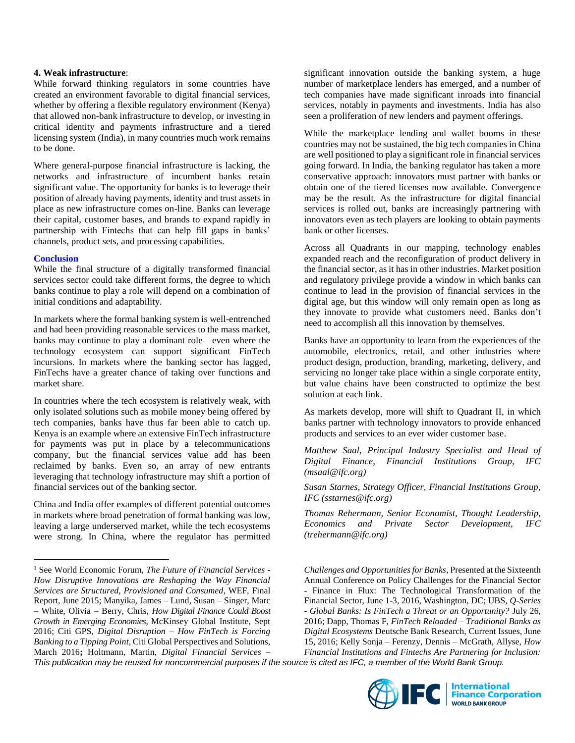**4. Weak infrastructure**:
While forward thinking regulators in some countries have created an environment favorable to digital financial services, whether by offering a flexible regulatory environment (Kenya) that allowed non-bank infrastructure to develop, or investing in critical identity and payments infrastructure and a tiered licensing system (India), in many countries much work remains to be done.

Where general-purpose financial infrastructure is lacking, the networks and infrastructure of incumbent banks retain significant value. The opportunity for banks is to leverage their position of already having payments, identity and trust assets in place as new infrastructure comes on-line. Banks can leverage their capital, customer bases, and brands to expand rapidly in partnership with Fintechs that can help fill gaps in banks' channels, product sets, and processing capabilities.

**Conclusion**

While the final structure of a digitally transformed financial services sector could take different forms, the degree to which banks continue to play a role will depend on a combination of initial conditions and adaptability.

In markets where the formal banking system is well-entrenched and had been providing reasonable services to the mass market, banks may continue to play a dominant role—even where the technology ecosystem can support significant FinTech incursions. In markets where the banking sector has lagged, FinTechs have a greater chance of taking over functions and market share.

In countries where the tech ecosystem is relatively weak, with only isolated solutions such as mobile money being offered by tech companies, banks have thus far been able to catch up. Kenya is an example where an extensive FinTech infrastructure for payments was put in place by a telecommunications company, but the financial services value add has been reclaimed by banks. Even so, an array of new entrants leveraging that technology infrastructure may shift a portion of financial services out of the banking sector.

China and India offer examples of different potential outcomes in markets where broad penetration of formal banking was low, leaving a large underserved market, while the tech ecosystems were strong. In China, where the regulator has permitted significant innovation outside the banking system, a huge number of marketplace lenders has emerged, and a number of tech companies have made significant inroads into financial services, notably in payments and investments. India has also seen a proliferation of new lenders and payment offerings.

While the marketplace lending and wallet booms in these countries may not be sustained, the big tech companies in China are well positioned to play a significant role in financial services going forward. In India, the banking regulator has taken a more conservative approach: innovators must partner with banks or obtain one of the tiered licenses now available. Convergence may be the result. As the infrastructure for digital financial services is rolled out, banks are increasingly partnering with innovators even as tech players are looking to obtain payments bank or other licenses.

Across all Quadrants in our mapping, technology enables expanded reach and the reconfiguration of product delivery in the financial sector, as it has in other industries. Market position and regulatory privilege provide a window in which banks can continue to lead in the provision of financial services in the digital age, but this window will only remain open as long as they innovate to provide what customers need. Banks don't need to accomplish all this innovation by themselves.

Banks have an opportunity to learn from the experiences of the automobile, electronics, retail, and other industries where product design, production, branding, marketing, delivery, and servicing no longer take place within a single corporate entity, but value chains have been constructed to optimize the best solution at each link.

As markets develop, more will shift to Quadrant II, in which banks partner with technology innovators to provide enhanced products and services to an ever wider customer base.

*Matthew Saal, Principal Industry Specialist and Head of Digital Finance, Financial Institutions Group, IFC (msaal@ifc.org)*

*Susan Starnes, Strategy Officer, Financial Institutions Group, IFC (sstarnes@ifc.org)*

*Thomas Rehermann, Senior Economist, Thought Leadership, Economics and Private Sector Development, IFC (trehermann@ifc.org)*

---

[1] See World Economic Forum, *The Future of Financial Services - How Disruptive Innovations are Reshaping the Way Financial Services are Structured, Provisioned and Consumed*, WEF, Final Report, June 2015; Manyika, James – Lund, Susan – Singer, Marc – White, Olivia – Berry, Chris, *How Digital Finance Could Boost Growth in Emerging Economies*, McKinsey Global Institute, Sept 2016; Citi GPS, *Digital Disruption – How FinTech is Forcing Banking to a Tipping Point*, Citi Global Perspectives and Solutions, March 2016**;** Holtmann, Martin, *Digital Financial Services – Challenges and Opportunities for Banks*, Presented at the Sixteenth Annual Conference on Policy Challenges for the Financial Sector - Finance in Flux: The Technological Transformation of the Financial Sector, June 1-3, 2016, Washington, DC; UBS, *Q-Series - Global Banks: Is FinTech a Threat or an Opportunity?* July 26, 2016; Dapp, Thomas F, *FinTech Reloaded – Traditional Banks as Digital Ecosystems* Deutsche Bank Research, Current Issues, June 15, 2016; Kelly Sonja – Ferenzy, Dennis – McGrath, Allyse, *How Financial Institutions and Fintechs Are Partnering for Inclusion:*

*This publication may be reused for noncommercial purposes if the source is cited as IFC, a member of the World Bank Group.*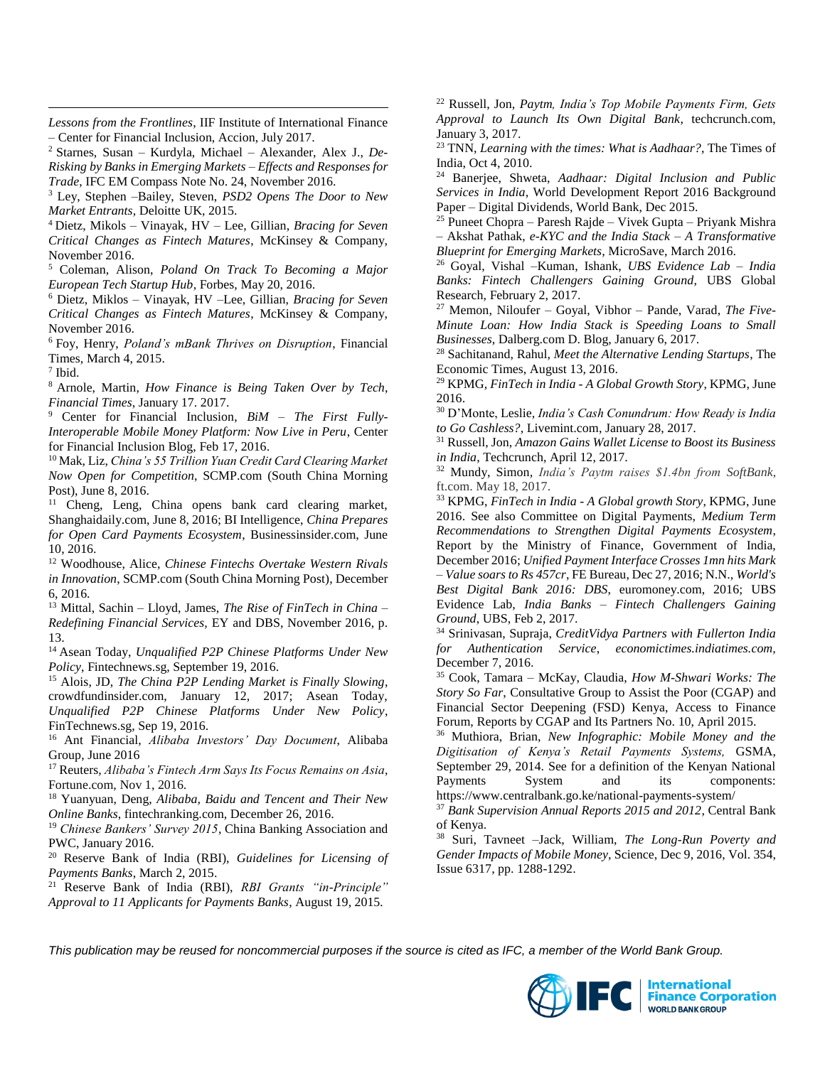*Lessons from the Frontlines*, IIF Institute of International Finance – Center for Financial Inclusion, Accion, July 2017.

[2] Starnes, Susan – Kurdyla, Michael – Alexander, Alex J., *De-Risking by Banks in Emerging Markets – Effects and Responses for Trade*, IFC EM Compass Note No. 24, November 2016.

[3] Ley, Stephen –Bailey, Steven, *PSD2 Opens The Door to New Market Entrants*, Deloitte UK, 2015.

[4] Dietz, Mikols – Vinayak, HV – Lee, Gillian, *Bracing for Seven Critical Changes as Fintech Matures*, McKinsey & Company, November 2016.

[5] Coleman, Alison, *Poland On Track To Becoming a Major European Tech Startup Hub*, Forbes, May 20, 2016.

[6] Dietz, Miklos – Vinayak, HV –Lee, Gillian, *Bracing for Seven Critical Changes as Fintech Matures*, McKinsey & Company, November 2016.

[6] Foy, Henry, *Poland's mBank Thrives on Disruption*, Financial Times, March 4, 2015.

[7] Ibid.

[8] Arnole, Martin, *How Finance is Being Taken Over by Tech*, *Financial Times*, January 17. 2017.

[9] Center for Financial Inclusion, *BiM – The First Fully-Interoperable Mobile Money Platform: Now Live in Peru*, Center for Financial Inclusion Blog, Feb 17, 2016.

[10] Mak, Liz, *China's 55 Trillion Yuan Credit Card Clearing Market Now Open for Competition*, SCMP.com (South China Morning Post), June 8, 2016.

[11] Cheng, Leng, China opens bank card clearing market, Shanghaidaily.com, June 8, 2016; BI Intelligence, *China Prepares for Open Card Payments Ecosystem*, Businessinsider.com, June 10, 2016.

[12] Woodhouse, Alice, *Chinese Fintechs Overtake Western Rivals in Innovation*, SCMP.com (South China Morning Post), December 6, 2016.

[13] Mittal, Sachin – Lloyd, James, *The Rise of FinTech in China – Redefining Financial Services*, EY and DBS, November 2016, p. 13.

[14] Asean Today, *Unqualified P2P Chinese Platforms Under New Policy*, Fintechnews.sg, September 19, 2016.

[15] Alois, JD, *The China P2P Lending Market is Finally Slowing*, crowdfundinsider.com, January 12, 2017; Asean Today, *Unqualified P2P Chinese Platforms Under New Policy*, FinTechnews.sg, Sep 19, 2016.

[16] Ant Financial, *Alibaba Investors' Day Document*, Alibaba Group, June 2016

[17] Reuters, *Alibaba's Fintech Arm Says Its Focus Remains on Asia*, Fortune.com, Nov 1, 2016.

[18] Yuanyuan, Deng, *Alibaba, Baidu and Tencent and Their New Online Banks*, fintechranking.com, December 26, 2016.

[19] *Chinese Bankers' Survey 2015*, China Banking Association and PWC, January 2016.

[20] Reserve Bank of India (RBI), *Guidelines for Licensing of Payments Banks*, March 2, 2015.

[21] Reserve Bank of India (RBI), *RBI Grants "in-Principle" Approval to 11 Applicants for Payments Banks*, August 19, 2015.

[22] Russell, Jon, *Paytm, India's Top Mobile Payments Firm, Gets Approval to Launch Its Own Digital Bank*, techcrunch.com, January 3, 2017.

[23] TNN, *Learning with the times: What is Aadhaar?*, The Times of India, Oct 4, 2010.

[24] Banerjee, Shweta, *Aadhaar: Digital Inclusion and Public Services in India*, World Development Report 2016 Background Paper – Digital Dividends, World Bank, Dec 2015.

[25] Puneet Chopra – Paresh Rajde – Vivek Gupta – Priyank Mishra – Akshat Pathak, *e-KYC and the India Stack – A Transformative Blueprint for Emerging Markets*, MicroSave, March 2016.

[26] Goyal, Vishal –Kuman, Ishank, *UBS Evidence Lab – India Banks: Fintech Challengers Gaining Ground*, UBS Global Research, February 2, 2017.

[27] Memon, Niloufer – Goyal, Vibhor – Pande, Varad, *The Five-Minute Loan: How India Stack is Speeding Loans to Small Businesses*, Dalberg.com D. Blog, January 6, 2017.

[28] Sachitanand, Rahul, *Meet the Alternative Lending Startups*, The Economic Times, August 13, 2016.

[29] KPMG, *FinTech in India - A Global Growth Story*, KPMG, June 2016.

[30] D'Monte, Leslie, *India's Cash Conundrum: How Ready is India to Go Cashless?*, Livemint.com, January 28, 2017.

[31] Russell, Jon, *Amazon Gains Wallet License to Boost its Business in India*, Techcrunch, April 12, 2017.

[32] Mundy, Simon, *India's Paytm raises $1.4bn from SoftBank*, ft.com. May 18, 2017.

[33] KPMG, *FinTech in India - A Global growth Story*, KPMG, June 2016. See also Committee on Digital Payments, *Medium Term Recommendations to Strengthen Digital Payments Ecosystem*, Report by the Ministry of Finance, Government of India, December 2016; *Unified Payment Interface Crosses 1mn hits Mark – Value soars to Rs 457cr*, FE Bureau, Dec 27, 2016; N.N., *World's Best Digital Bank 2016: DBS*, euromoney.com, 2016; UBS Evidence Lab, *India Banks – Fintech Challengers Gaining Ground*, UBS, Feb 2, 2017.

[34] Srinivasan, Supraja, *CreditVidya Partners with Fullerton India for Authentication Service*, *economictimes.indiatimes.com*, December 7, 2016.

[35] Cook, Tamara – McKay, Claudia, *How M-Shwari Works: The Story So Far*, Consultative Group to Assist the Poor (CGAP) and Financial Sector Deepening (FSD) Kenya, Access to Finance Forum, Reports by CGAP and Its Partners No. 10, April 2015.

[36] Muthiora, Brian, *New Infographic: Mobile Money and the Digitisation of Kenya's Retail Payments Systems,* GSMA, September 29, 2014. See for a definition of the Kenyan National Payments System and its components: https://www.centralbank.go.ke/national-payments-system/

[37] *Bank Supervision Annual Reports 2015 and 2012*, Central Bank of Kenya.

[38] Suri, Tavneet –Jack, William, *The Long-Run Poverty and Gender Impacts of Mobile Money*, Science, Dec 9, 2016, Vol. 354, Issue 6317, pp. 1288-1292.

*This publication may be reused for noncommercial purposes if the source is cited as IFC, a member of the World Bank Group.*